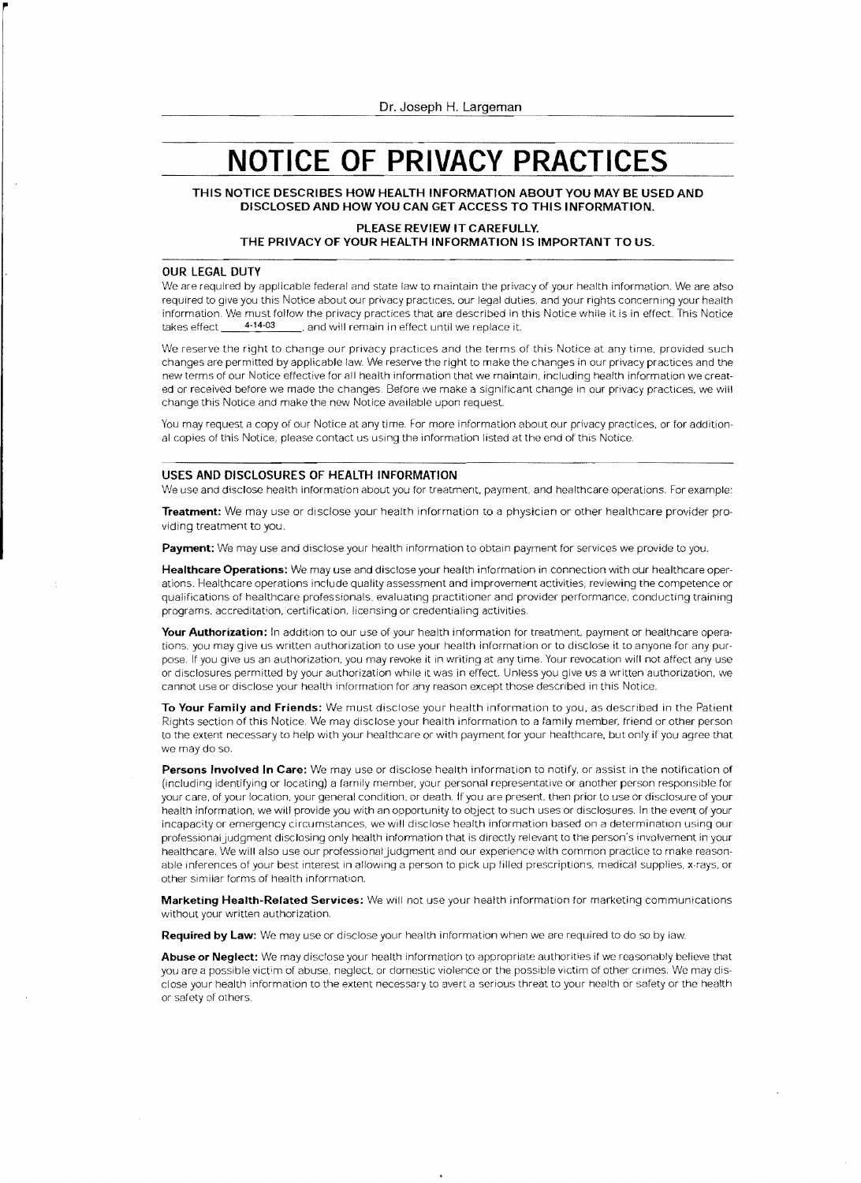Dr. Joseph H. Largeman

# NOTICE OF PRIVACY PRACTICES

**THIS NOTICE DESCRIBES HOW HEALTH INFORMATION ABOUT YOU MAY BE USED AND DISCLOSED AND HOW YOU CAN GET ACCESS TO THIS INFORMATION.**

**PLEASE REVIEW IT CAREFULLY.**
**THE PRIVACY OF YOUR HEALTH INFORMATION IS IMPORTANT TO US.**

## OUR LEGAL DUTY

We are required by applicable federal and state law to maintain the privacy of your health information. We are also required to give you this Notice about our privacy practices, our legal duties, and your rights concerning your health information. We must follow the privacy practices that are described in this Notice while it is in effect. This Notice takes effect 4-14-03, and will remain in effect until we replace it.

We reserve the right to change our privacy practices and the terms of this Notice at any time, provided such changes are permitted by applicable law. We reserve the right to make the changes in our privacy practices and the new terms of our Notice effective for all health information that we maintain, including health information we created or received before we made the changes. Before we make a significant change in our privacy practices, we will change this Notice and make the new Notice available upon request.

You may request a copy of our Notice at any time. For more information about our privacy practices, or for additional copies of this Notice, please contact us using the information listed at the end of this Notice.

## USES AND DISCLOSURES OF HEALTH INFORMATION

We use and disclose health information about you for treatment, payment, and healthcare operations. For example:

**Treatment:** We may use or disclose your health information to a physician or other healthcare provider providing treatment to you.

**Payment:** We may use and disclose your health information to obtain payment for services we provide to you.

**Healthcare Operations:** We may use and disclose your health information in connection with our healthcare operations. Healthcare operations include quality assessment and improvement activities, reviewing the competence or qualifications of healthcare professionals, evaluating practitioner and provider performance, conducting training programs, accreditation, certification, licensing or credentialing activities.

**Your Authorization:** In addition to our use of your health information for treatment, payment or healthcare operations, you may give us written authorization to use your health information or to disclose it to anyone for any purpose. If you give us an authorization, you may revoke it in writing at any time. Your revocation will not affect any use or disclosures permitted by your authorization while it was in effect. Unless you give us a written authorization, we cannot use or disclose your health information for any reason except those described in this Notice.

**To Your Family and Friends:** We must disclose your health information to you, as described in the Patient Rights section of this Notice. We may disclose your health information to a family member, friend or other person to the extent necessary to help with your healthcare or with payment for your healthcare, but only if you agree that we may do so.

**Persons Involved In Care:** We may use or disclose health information to notify, or assist in the notification of (including identifying or locating) a family member, your personal representative or another person responsible for your care, of your location, your general condition, or death. If you are present, then prior to use or disclosure of your health information, we will provide you with an opportunity to object to such uses or disclosures. In the event of your incapacity or emergency circumstances, we will disclose health information based on a determination using our professional judgment disclosing only health information that is directly relevant to the person's involvement in your healthcare. We will also use our professional judgment and our experience with common practice to make reasonable inferences of your best interest in allowing a person to pick up filled prescriptions, medical supplies, x-rays, or other similar forms of health information.

**Marketing Health-Related Services:** We will not use your health information for marketing communications without your written authorization.

**Required by Law:** We may use or disclose your health information when we are required to do so by law.

**Abuse or Neglect:** We may disclose your health information to appropriate authorities if we reasonably believe that you are a possible victim of abuse, neglect, or domestic violence or the possible victim of other crimes. We may disclose your health information to the extent necessary to avert a serious threat to your health or safety or the health or safety of others.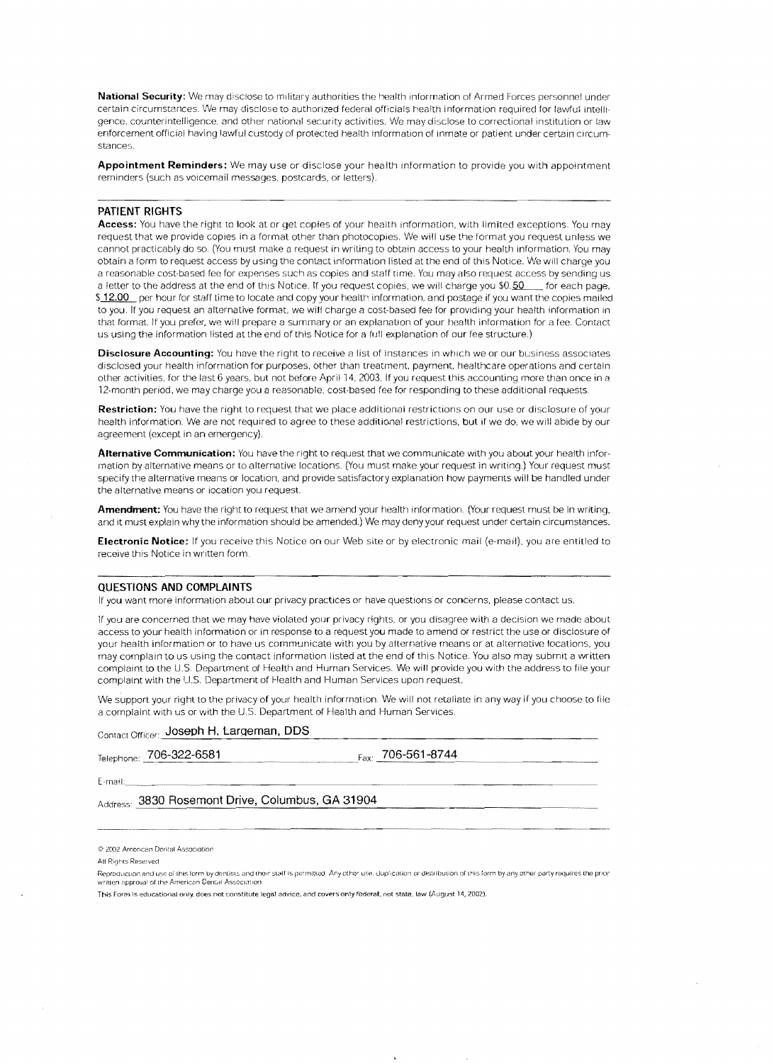**National Security:** We may disclose to military authorities the health information of Armed Forces personnel under certain circumstances. We may disclose to authorized federal officials health information required for lawful intelligence, counterintelligence, and other national security activities. We may disclose to correctional institution or law enforcement official having lawful custody of protected health information of inmate or patient under certain circumstances.

**Appointment Reminders:** We may use or disclose your health information to provide you with appointment reminders (such as voicemail messages, postcards, or letters).

---

## PATIENT RIGHTS

**Access:** You have the right to look at or get copies of your health information, with limited exceptions. You may request that we provide copies in a format other than photocopies. We will use the format you request unless we cannot practicably do so. (You must make a request in writing to obtain access to your health information. You may obtain a form to request access by using the contact information listed at the end of this Notice. We will charge you a reasonable cost-based fee for expenses such as copies and staff time. You may also request access by sending us a letter to the address at the end of this Notice. If you request copies, we will charge you $0.50 for each page, $12.00 per hour for staff time to locate and copy your health information, and postage if you want the copies mailed to you. If you request an alternative format, we will charge a cost-based fee for providing your health information in that format. If you prefer, we will prepare a summary or an explanation of your health information for a fee. Contact us using the information listed at the end of this Notice for a full explanation of our fee structure.)

**Disclosure Accounting:** You have the right to receive a list of instances in which we or our business associates disclosed your health information for purposes, other than treatment, payment, healthcare operations and certain other activities, for the last 6 years, but not before April 14, 2003. If you request this accounting more than once in a 12-month period, we may charge you a reasonable, cost-based fee for responding to these additional requests.

**Restriction:** You have the right to request that we place additional restrictions on our use or disclosure of your health information. We are not required to agree to these additional restrictions, but if we do, we will abide by our agreement (except in an emergency).

**Alternative Communication:** You have the right to request that we communicate with you about your health information by alternative means or to alternative locations. (You must make your request in writing.) Your request must specify the alternative means or location, and provide satisfactory explanation how payments will be handled under the alternative means or location you request.

**Amendment:** You have the right to request that we amend your health information. (Your request must be in writing, and it must explain why the information should be amended.) We may deny your request under certain circumstances.

**Electronic Notice:** If you receive this Notice on our Web site or by electronic mail (e-mail), you are entitled to receive this Notice in written form.

---

## QUESTIONS AND COMPLAINTS

If you want more information about our privacy practices or have questions or concerns, please contact us.

If you are concerned that we may have violated your privacy rights, or you disagree with a decision we made about access to your health information or in response to a request you made to amend or restrict the use or disclosure of your health information or to have us communicate with you by alternative means or at alternative locations, you may complain to us using the contact information listed at the end of this Notice. You also may submit a written complaint to the U.S. Department of Health and Human Services. We will provide you with the address to file your complaint with the U.S. Department of Health and Human Services upon request.

We support your right to the privacy of your health information. We will not retaliate in any way if you choose to file a complaint with us or with the U.S. Department of Health and Human Services.

Contact Officer: Joseph H. Largeman, DDS

Telephone: 706-322-6581 Fax: 706-561-8744

E-mail:

Address: 3830 Rosemont Drive, Columbus, GA 31904

---

© 2002 American Dental Association

All Rights Reserved

Reproduction and use of this form by dentists and their staff is permitted. Any other use, duplication or distribution of this form by any other party requires the prior written approval of the American Dental Association.

This Form is educational only, does not constitute legal advice, and covers only federal, not state, law (August 14, 2002).